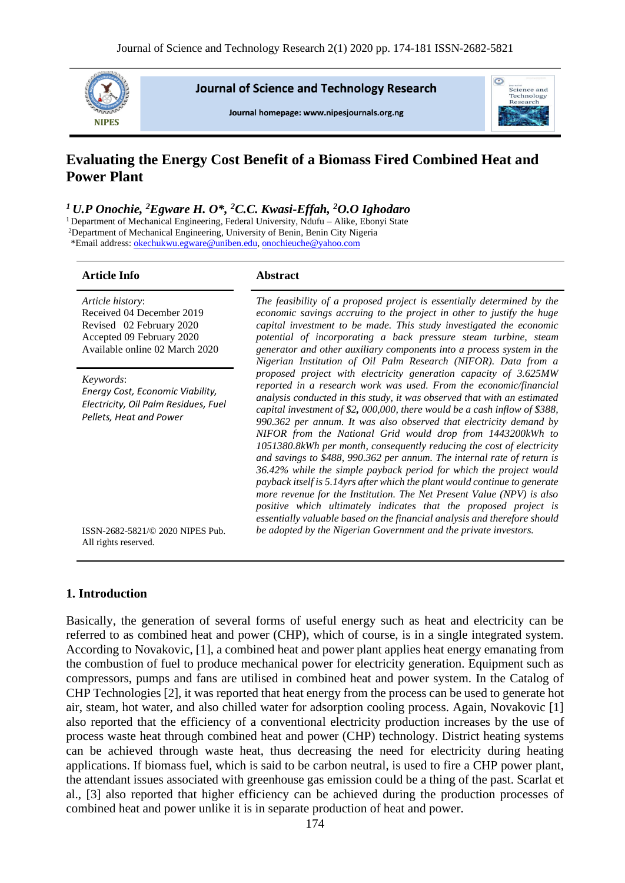# Evaluating the Energy Cost Benefit of a Biomass Fired Combined Heat and Power Plant

***[1] U.P Onochie, [2]Egware H. O\*, [2]C.C. Kwasi-Effah, [2]O.O Ighodaro***

[1] Department of Mechanical Engineering, Federal University, Ndufu – Alike, Ebonyi State
[2]Department of Mechanical Engineering, University of Benin, Benin City Nigeria
\*Email address: okechukwu.egware@uniben.edu, onochieuche@yahoo.com

## Article Info

*Article history*:
Received 04 December 2019
Revised 02 February 2020
Accepted 09 February 2020
Available online 02 March 2020

*Keywords*:
*Energy Cost, Economic Viability, Electricity, Oil Palm Residues, Fuel Pellets, Heat and Power*

ISSN-2682-5821/© 2020 NIPES Pub. All rights reserved.

## Abstract

*The feasibility of a proposed project is essentially determined by the economic savings accruing to the project in other to justify the huge capital investment to be made. This study investigated the economic potential of incorporating a back pressure steam turbine, steam generator and other auxiliary components into a process system in the Nigerian Institution of Oil Palm Research (NIFOR). Data from a proposed project with electricity generation capacity of 3.625MW reported in a research work was used. From the economic/financial analysis conducted in this study, it was observed that with an estimated capital investment of $2,* ***,*** *000,000, there would be a cash inflow of $388, 990.362 per annum. It was also observed that electricity demand by NIFOR from the National Grid would drop from 1443200kWh to 1051380.8kWh per month, consequently reducing the cost of electricity and savings to $488, 990.362 per annum. The internal rate of return is 36.42% while the simple payback period for which the project would payback itself is 5.14yrs after which the plant would continue to generate more revenue for the Institution. The Net Present Value (NPV) is also positive which ultimately indicates that the proposed project is essentially valuable based on the financial analysis and therefore should be adopted by the Nigerian Government and the private investors.*

## 1. Introduction

Basically, the generation of several forms of useful energy such as heat and electricity can be referred to as combined heat and power (CHP), which of course, is in a single integrated system. According to Novakovic, [1], a combined heat and power plant applies heat energy emanating from the combustion of fuel to produce mechanical power for electricity generation. Equipment such as compressors, pumps and fans are utilised in combined heat and power system. In the Catalog of CHP Technologies [2], it was reported that heat energy from the process can be used to generate hot air, steam, hot water, and also chilled water for adsorption cooling process. Again, Novakovic [1] also reported that the efficiency of a conventional electricity production increases by the use of process waste heat through combined heat and power (CHP) technology. District heating systems can be achieved through waste heat, thus decreasing the need for electricity during heating applications. If biomass fuel, which is said to be carbon neutral, is used to fire a CHP power plant, the attendant issues associated with greenhouse gas emission could be a thing of the past. Scarlat et al., [3] also reported that higher efficiency can be achieved during the production processes of combined heat and power unlike it is in separate production of heat and power.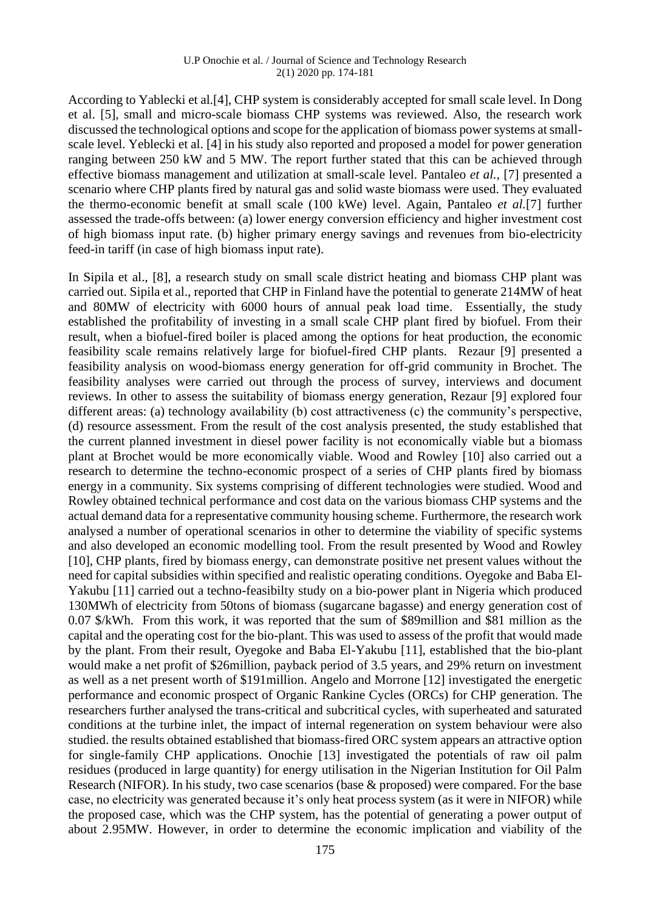According to Yablecki et al.[4], CHP system is considerably accepted for small scale level. In Dong et al. [5], small and micro-scale biomass CHP systems was reviewed. Also, the research work discussed the technological options and scope for the application of biomass power systems at small-scale level. Yeblecki et al. [4] in his study also reported and proposed a model for power generation ranging between 250 kW and 5 MW. The report further stated that this can be achieved through effective biomass management and utilization at small-scale level. Pantaleo *et al.,* [7] presented a scenario where CHP plants fired by natural gas and solid waste biomass were used. They evaluated the thermo-economic benefit at small scale (100 kWe) level. Again, Pantaleo *et al.*[7] further assessed the trade-offs between: (a) lower energy conversion efficiency and higher investment cost of high biomass input rate. (b) higher primary energy savings and revenues from bio-electricity feed-in tariff (in case of high biomass input rate).

In Sipila et al., [8], a research study on small scale district heating and biomass CHP plant was carried out. Sipila et al., reported that CHP in Finland have the potential to generate 214MW of heat and 80MW of electricity with 6000 hours of annual peak load time. Essentially, the study established the profitability of investing in a small scale CHP plant fired by biofuel. From their result, when a biofuel-fired boiler is placed among the options for heat production, the economic feasibility scale remains relatively large for biofuel-fired CHP plants. Rezaur [9] presented a feasibility analysis on wood-biomass energy generation for off-grid community in Brochet. The feasibility analyses were carried out through the process of survey, interviews and document reviews. In other to assess the suitability of biomass energy generation, Rezaur [9] explored four different areas: (a) technology availability (b) cost attractiveness (c) the community's perspective, (d) resource assessment. From the result of the cost analysis presented, the study established that the current planned investment in diesel power facility is not economically viable but a biomass plant at Brochet would be more economically viable. Wood and Rowley [10] also carried out a research to determine the techno-economic prospect of a series of CHP plants fired by biomass energy in a community. Six systems comprising of different technologies were studied. Wood and Rowley obtained technical performance and cost data on the various biomass CHP systems and the actual demand data for a representative community housing scheme. Furthermore, the research work analysed a number of operational scenarios in other to determine the viability of specific systems and also developed an economic modelling tool. From the result presented by Wood and Rowley [10], CHP plants, fired by biomass energy, can demonstrate positive net present values without the need for capital subsidies within specified and realistic operating conditions. Oyegoke and Baba El-Yakubu [11] carried out a techno-feasibilty study on a bio-power plant in Nigeria which produced 130MWh of electricity from 50tons of biomass (sugarcane bagasse) and energy generation cost of 0.07 $/kWh. From this work, it was reported that the sum of $89million and $81 million as the capital and the operating cost for the bio-plant. This was used to assess of the profit that would made by the plant. From their result, Oyegoke and Baba El-Yakubu [11], established that the bio-plant would make a net profit of $26million, payback period of 3.5 years, and 29% return on investment as well as a net present worth of $191million. Angelo and Morrone [12] investigated the energetic performance and economic prospect of Organic Rankine Cycles (ORCs) for CHP generation. The researchers further analysed the trans-critical and subcritical cycles, with superheated and saturated conditions at the turbine inlet, the impact of internal regeneration on system behaviour were also studied. the results obtained established that biomass-fired ORC system appears an attractive option for single-family CHP applications. Onochie [13] investigated the potentials of raw oil palm residues (produced in large quantity) for energy utilisation in the Nigerian Institution for Oil Palm Research (NIFOR). In his study, two case scenarios (base & proposed) were compared. For the base case, no electricity was generated because it's only heat process system (as it were in NIFOR) while the proposed case, which was the CHP system, has the potential of generating a power output of about 2.95MW. However, in order to determine the economic implication and viability of the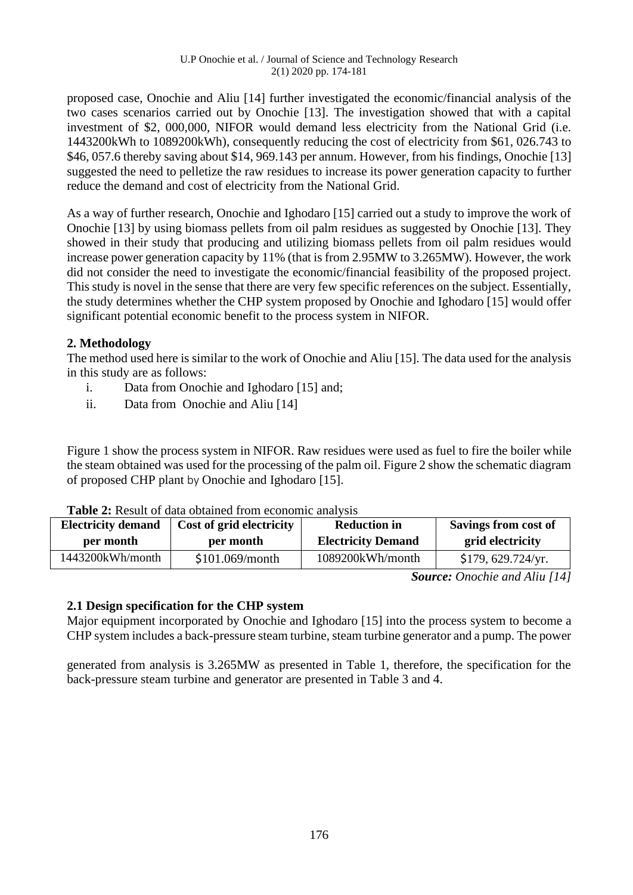proposed case, Onochie and Aliu [14] further investigated the economic/financial analysis of the two cases scenarios carried out by Onochie [13]. The investigation showed that with a capital investment of $2, 000,000, NIFOR would demand less electricity from the National Grid (i.e. 1443200kWh to 1089200kWh), consequently reducing the cost of electricity from $61, 026.743 to $46, 057.6 thereby saving about $14, 969.143 per annum. However, from his findings, Onochie [13] suggested the need to pelletize the raw residues to increase its power generation capacity to further reduce the demand and cost of electricity from the National Grid.

As a way of further research, Onochie and Ighodaro [15] carried out a study to improve the work of Onochie [13] by using biomass pellets from oil palm residues as suggested by Onochie [13]. They showed in their study that producing and utilizing biomass pellets from oil palm residues would increase power generation capacity by 11% (that is from 2.95MW to 3.265MW). However, the work did not consider the need to investigate the economic/financial feasibility of the proposed project. This study is novel in the sense that there are very few specific references on the subject. Essentially, the study determines whether the CHP system proposed by Onochie and Ighodaro [15] would offer significant potential economic benefit to the process system in NIFOR.

## 2. Methodology

The method used here is similar to the work of Onochie and Aliu [15]. The data used for the analysis in this study are as follows:

i. Data from Onochie and Ighodaro [15] and;
ii. Data from Onochie and Aliu [14]

Figure 1 show the process system in NIFOR. Raw residues were used as fuel to fire the boiler while the steam obtained was used for the processing of the palm oil. Figure 2 show the schematic diagram of proposed CHP plant by Onochie and Ighodaro [15].

**Table 2:** Result of data obtained from economic analysis

| Electricity demand per month | Cost of grid electricity per month | Reduction in Electricity Demand | Savings from cost of grid electricity |
|---|---|---|---|
| 1443200kWh/month | $101.069/month | 1089200kWh/month | $179, 629.724/yr. |

***Source:*** *Onochie and Aliu [14]*

### 2.1 Design specification for the CHP system

Major equipment incorporated by Onochie and Ighodaro [15] into the process system to become a CHP system includes a back-pressure steam turbine, steam turbine generator and a pump. The power generated from analysis is 3.265MW as presented in Table 1, therefore, the specification for the back-pressure steam turbine and generator are presented in Table 3 and 4.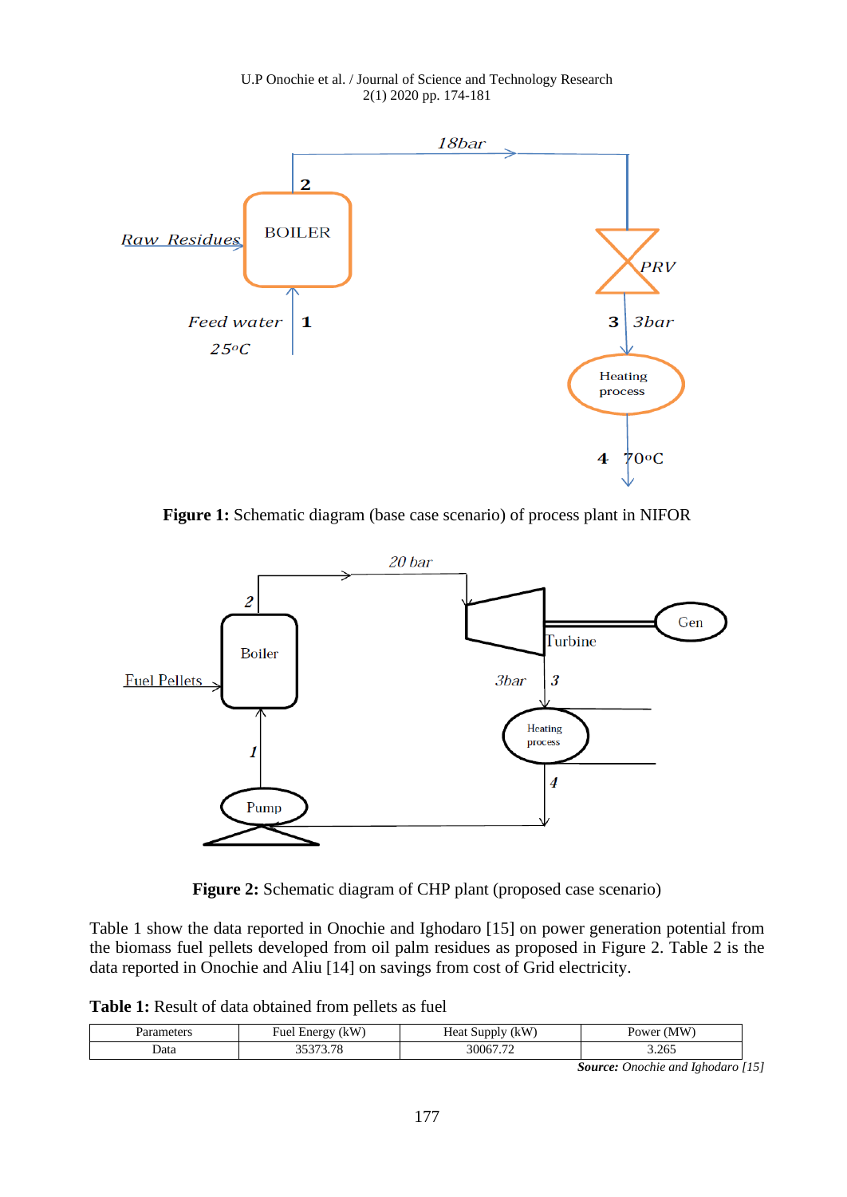**Figure 1:** Schematic diagram (base case scenario) of process plant in NIFOR

**Figure 2:** Schematic diagram of CHP plant (proposed case scenario)

Table 1 show the data reported in Onochie and Ighodaro [15] on power generation potential from the biomass fuel pellets developed from oil palm residues as proposed in Figure 2. Table 2 is the data reported in Onochie and Aliu [14] on savings from cost of Grid electricity.

**Table 1:** Result of data obtained from pellets as fuel

| Parameters | Fuel Energy (kW) | Heat Supply (kW) | Power (MW) |
|---|---|---|---|
| Data | 35373.78 | 30067.72 | 3.265 |

***Source:*** *Onochie and Ighodaro [15]*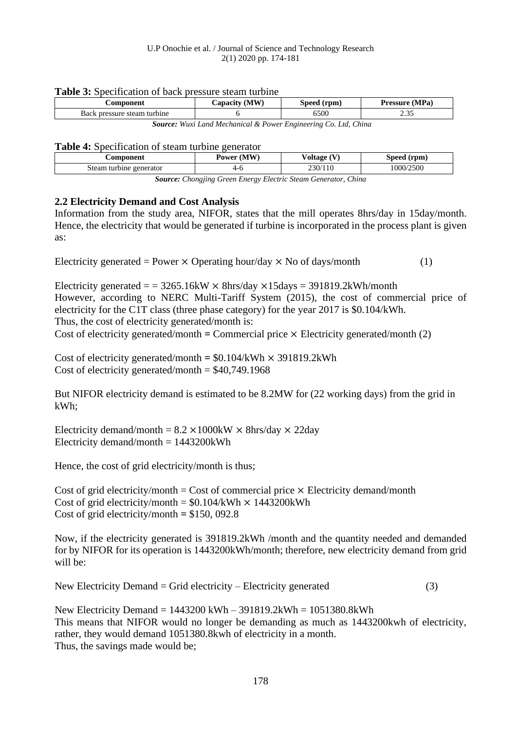**Table 3:** Specification of back pressure steam turbine

| Component | Capacity (MW) | Speed (rpm) | Pressure (MPa) |
|---|---|---|---|
| Back pressure steam turbine | 6 | 6500 | 2.35 |

***Source:*** *Wuxi Land Mechanical & Power Engineering Co. Ltd, China*

**Table 4:** Specification of steam turbine generator

| Component | Power (MW) | Voltage (V) | Speed (rpm) |
|---|---|---|---|
| Steam turbine generator | 4-6 | 230/110 | 1000/2500 |

***Source:*** *Chongjing Green Energy Electric Steam Generator, China*

### 2.2 Electricity Demand and Cost Analysis

Information from the study area, NIFOR, states that the mill operates 8hrs/day in 15day/month. Hence, the electricity that would be generated if turbine is incorporated in the process plant is given as:

$$\text{Electricity generated} = \text{Power} \times \text{Operating hour/day} \times \text{No of days/month} \quad (1)$$

Electricity generated = = 3265.16kW $\times$ 8hrs/day $\times$15days = 391819.2kWh/month

However, according to NERC Multi-Tariff System (2015), the cost of commercial price of electricity for the C1T class (three phase category) for the year 2017 is \$0.104/kWh.

Thus, the cost of electricity generated/month is:

Cost of electricity generated/month = Commercial price $\times$ Electricity generated/month (2)

Cost of electricity generated/month = \$0.104/kWh $\times$ 391819.2kWh

Cost of electricity generated/month = \$40,749.1968

But NIFOR electricity demand is estimated to be 8.2MW for (22 working days) from the grid in kWh;

Electricity demand/month = 8.2 $\times$1000kW $\times$ 8hrs/day $\times$ 22day

Electricity demand/month = 1443200kWh

Hence, the cost of grid electricity/month is thus;

Cost of grid electricity/month = Cost of commercial price $\times$ Electricity demand/month

Cost of grid electricity/month = \$0.104/kWh $\times$ 1443200kWh

Cost of grid electricity/month = \$150, 092.8

Now, if the electricity generated is 391819.2kWh /month and the quantity needed and demanded for by NIFOR for its operation is 1443200kWh/month; therefore, new electricity demand from grid will be:

$$\text{New Electricity Demand} = \text{Grid electricity} - \text{Electricity generated} \quad (3)$$

New Electricity Demand = 1443200 kWh – 391819.2kWh = 1051380.8kWh

This means that NIFOR would no longer be demanding as much as 1443200kwh of electricity, rather, they would demand 1051380.8kwh of electricity in a month.

Thus, the savings made would be;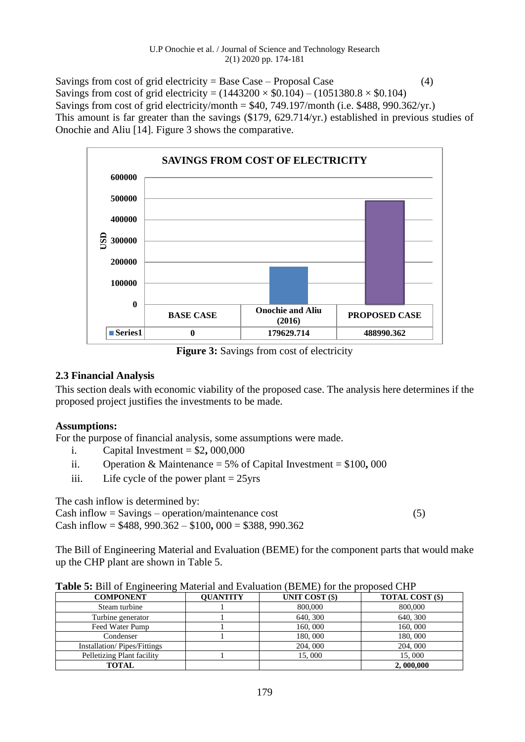Savings from cost of grid electricity = Base Case – Proposal Case (4)

Savings from cost of grid electricity = $(1443200 \times \$0.104) – (1051380.8 \times \$0.104)$

Savings from cost of grid electricity/month = $40, 749.197/month (i.e. $488, 990.362/yr.)

This amount is far greater than the savings ($179, 629.714/yr.) established in previous studies of Onochie and Aliu [14]. Figure 3 shows the comparative.

**SAVINGS FROM COST OF ELECTRICITY**

| | BASE CASE | Onochie and Aliu (2016) | PROPOSED CASE |
|---|---|---|---|
| Series1 | 0 | 179629.714 | 488990.362 |

**Figure 3:** Savings from cost of electricity

## 2.3 Financial Analysis

This section deals with economic viability of the proposed case. The analysis here determines if the proposed project justifies the investments to be made.

**Assumptions:**

For the purpose of financial analysis, some assumptions were made.

i. Capital Investment = $2**,** 000,000
ii. Operation & Maintenance = 5% of Capital Investment = $100**,** 000
iii. Life cycle of the power plant = 25yrs

The cash inflow is determined by:

Cash inflow = Savings – operation/maintenance cost (5)

Cash inflow = $488, 990.362 – $100**,** 000 = $388, 990.362

The Bill of Engineering Material and Evaluation (BEME) for the component parts that would make up the CHP plant are shown in Table 5.

**Table 5:** Bill of Engineering Material and Evaluation (BEME) for the proposed CHP

| COMPONENT | QUANTITY | UNIT COST ($) | TOTAL COST ($) |
|---|---|---|---|
| Steam turbine | 1 | 800,000 | 800,000 |
| Turbine generator | 1 | 640, 300 | 640, 300 |
| Feed Water Pump | 1 | 160, 000 | 160, 000 |
| Condenser | 1 | 180, 000 | 180, 000 |
| Installation/ Pipes/Fittings | | 204, 000 | 204, 000 |
| Pelletizing Plant facility | 1 | 15, 000 | 15, 000 |
| **TOTAL** | | | **2, 000,000** |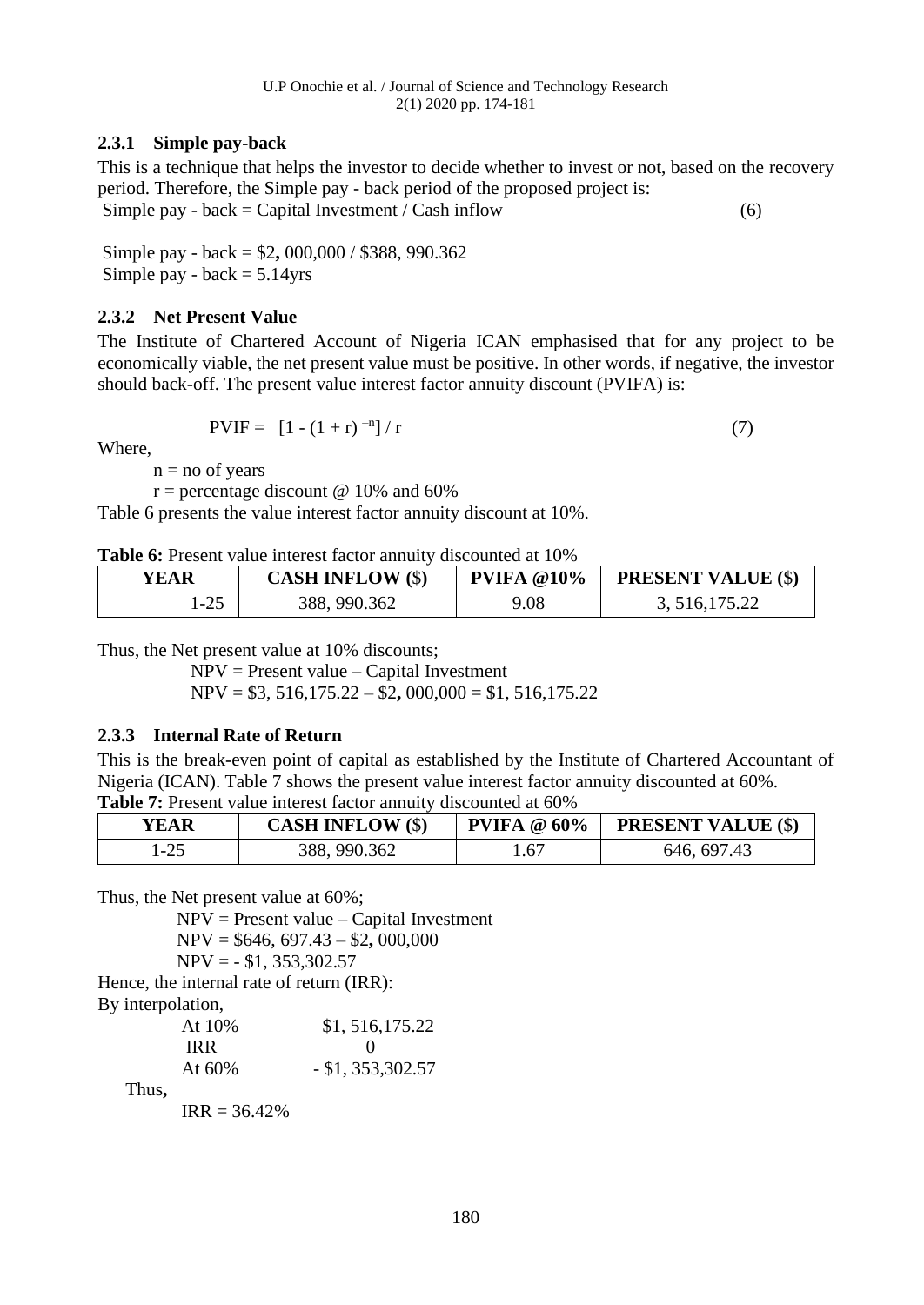### 2.3.1 Simple pay-back

This is a technique that helps the investor to decide whether to invest or not, based on the recovery period. Therefore, the Simple pay - back period of the proposed project is:

Simple pay - back = Capital Investment / Cash inflow (6)

Simple pay - back = \$2, 000,000 / \$388, 990.362

Simple pay - back = 5.14yrs

### 2.3.2 Net Present Value

The Institute of Chartered Account of Nigeria ICAN emphasised that for any project to be economically viable, the net present value must be positive. In other words, if negative, the investor should back-off. The present value interest factor annuity discount (PVIFA) is:

$$\text{PVIF} = [1 - (1 + r)^{-n}] / r \quad (7)$$

Where,

n = no of years

r = percentage discount @ 10% and 60%

Table 6 presents the value interest factor annuity discount at 10%.

**Table 6:** Present value interest factor annuity discounted at 10%

| YEAR | CASH INFLOW (\$) | PVIFA @10% | PRESENT VALUE (\$) |
|---|---|---|---|
| 1-25 | 388, 990.362 | 9.08 | 3, 516,175.22 |

Thus, the Net present value at 10% discounts;

NPV = Present value – Capital Investment

NPV = \$3, 516,175.22 – \$2, 000,000 = \$1, 516,175.22

### 2.3.3 Internal Rate of Return

This is the break-even point of capital as established by the Institute of Chartered Accountant of Nigeria (ICAN). Table 7 shows the present value interest factor annuity discounted at 60%.

**Table 7:** Present value interest factor annuity discounted at 60%

| YEAR | CASH INFLOW (\$) | PVIFA @ 60% | PRESENT VALUE (\$) |
|---|---|---|---|
| 1-25 | 388, 990.362 | 1.67 | 646, 697.43 |

Thus, the Net present value at 60%;

NPV = Present value – Capital Investment

NPV = \$646, 697.43 – \$2, 000,000

NPV = - \$1, 353,302.57

Hence, the internal rate of return (IRR):

By interpolation,

| | |
|---|---|
| At 10% | \$1, 516,175.22 |
| IRR | 0 |
| At 60% | - \$1, 353,302.57 |

Thus,

IRR = 36.42%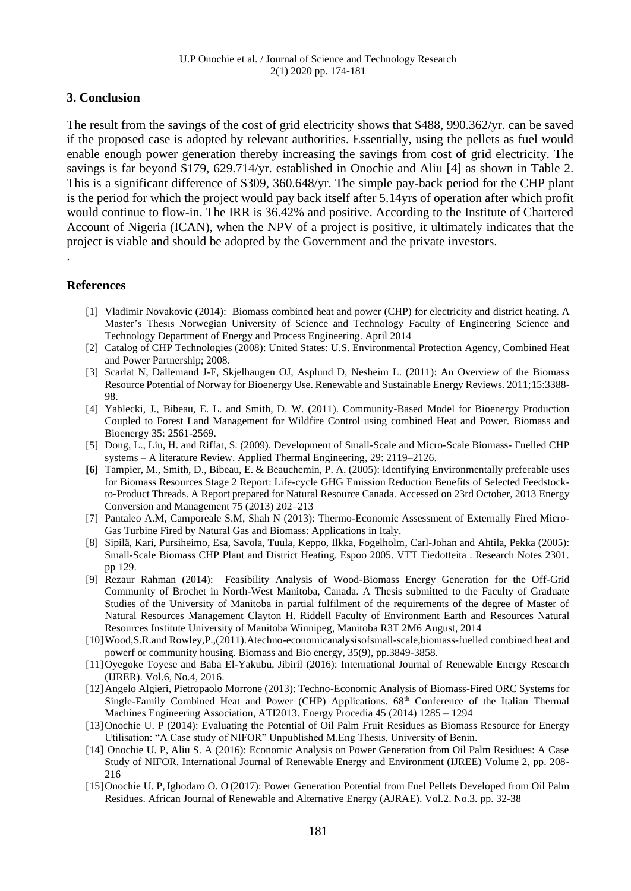## 3. Conclusion

The result from the savings of the cost of grid electricity shows that $488, 990.362/yr. can be saved if the proposed case is adopted by relevant authorities. Essentially, using the pellets as fuel would enable enough power generation thereby increasing the savings from cost of grid electricity. The savings is far beyond $179, 629.714/yr. established in Onochie and Aliu [4] as shown in Table 2. This is a significant difference of $309, 360.648/yr. The simple pay-back period for the CHP plant is the period for which the project would pay back itself after 5.14yrs of operation after which profit would continue to flow-in. The IRR is 36.42% and positive. According to the Institute of Chartered Account of Nigeria (ICAN), when the NPV of a project is positive, it ultimately indicates that the project is viable and should be adopted by the Government and the private investors.

.

## References

[1] Vladimir Novakovic (2014): Biomass combined heat and power (CHP) for electricity and district heating. A Master's Thesis Norwegian University of Science and Technology Faculty of Engineering Science and Technology Department of Energy and Process Engineering. April 2014

[2] Catalog of CHP Technologies (2008): United States: U.S. Environmental Protection Agency, Combined Heat and Power Partnership; 2008.

[3] Scarlat N, Dallemand J-F, Skjelhaugen OJ, Asplund D, Nesheim L. (2011): An Overview of the Biomass Resource Potential of Norway for Bioenergy Use. Renewable and Sustainable Energy Reviews. 2011;15:3388-98.

[4] Yablecki, J., Bibeau, E. L. and Smith, D. W. (2011). Community-Based Model for Bioenergy Production Coupled to Forest Land Management for Wildfire Control using combined Heat and Power. Biomass and Bioenergy 35: 2561-2569.

[5] Dong, L., Liu, H. and Riffat, S. (2009). Development of Small-Scale and Micro-Scale Biomass- Fuelled CHP systems – A literature Review. Applied Thermal Engineering, 29: 2119–2126.

**[6]** Tampier, M., Smith, D., Bibeau, E. & Beauchemin, P. A. (2005): Identifying Environmentally preferable uses for Biomass Resources Stage 2 Report: Life-cycle GHG Emission Reduction Benefits of Selected Feedstock-to-Product Threads. A Report prepared for Natural Resource Canada. Accessed on 23rd October, 2013 Energy Conversion and Management 75 (2013) 202–213

[7] Pantaleo A.M, Camporeale S.M, Shah N (2013): Thermo-Economic Assessment of Externally Fired Micro-Gas Turbine Fired by Natural Gas and Biomass: Applications in Italy.

[8] Sipilä, Kari, Pursiheimo, Esa, Savola, Tuula, Keppo, Ilkka, Fogelholm, Carl-Johan and Ahtila, Pekka (2005): Small-Scale Biomass CHP Plant and District Heating. Espoo 2005. VTT Tiedotteita . Research Notes 2301. pp 129.

[9] Rezaur Rahman (2014): Feasibility Analysis of Wood-Biomass Energy Generation for the Off-Grid Community of Brochet in North-West Manitoba, Canada. A Thesis submitted to the Faculty of Graduate Studies of the University of Manitoba in partial fulfilment of the requirements of the degree of Master of Natural Resources Management Clayton H. Riddell Faculty of Environment Earth and Resources Natural Resources Institute University of Manitoba Winnipeg, Manitoba R3T 2M6 August, 2014

[10] Wood,S.R.and Rowley,P.,(2011).Atechno-economicanalysisofsmall-scale,biomass-fuelled combined heat and powerf or community housing. Biomass and Bio energy, 35(9), pp.3849-3858.

[11] Oyegoke Toyese and Baba El-Yakubu, Jibiril (2016): International Journal of Renewable Energy Research (IJRER). Vol.6, No.4, 2016.

[12] Angelo Algieri, Pietropaolo Morrone (2013): Techno-Economic Analysis of Biomass-Fired ORC Systems for Single-Family Combined Heat and Power (CHP) Applications. 68th Conference of the Italian Thermal Machines Engineering Association, ATI2013. Energy Procedia 45 (2014) 1285 – 1294

[13] Onochie U. P (2014): Evaluating the Potential of Oil Palm Fruit Residues as Biomass Resource for Energy Utilisation: "A Case study of NIFOR" Unpublished M.Eng Thesis, University of Benin.

[14] Onochie U. P, Aliu S. A (2016): Economic Analysis on Power Generation from Oil Palm Residues: A Case Study of NIFOR. International Journal of Renewable Energy and Environment (IJREE) Volume 2, pp. 208-216

[15] Onochie U. P, Ighodaro O. O (2017): Power Generation Potential from Fuel Pellets Developed from Oil Palm Residues. African Journal of Renewable and Alternative Energy (AJRAE). Vol.2. No.3. pp. 32-38